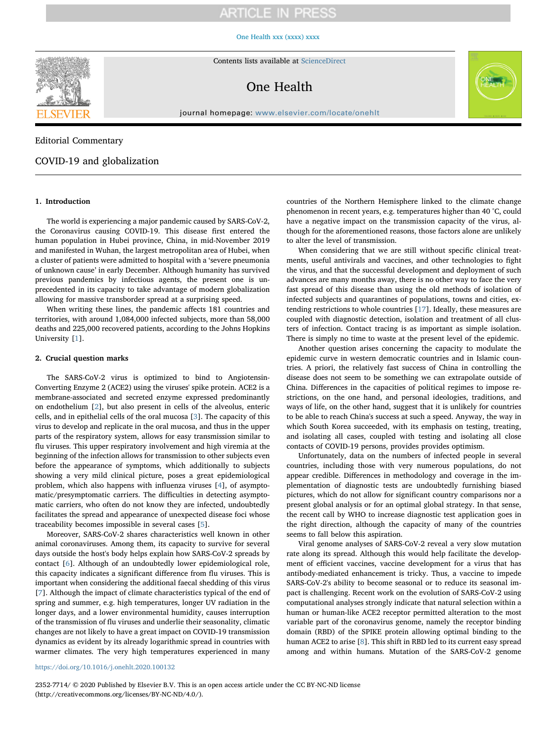Editorial Commentary

# COVID-19 and globalization

## 1. Introduction

The world is experiencing a major pandemic caused by SARS-CoV-2, the Coronavirus causing COVID-19. This disease first entered the human population in Hubei province, China, in mid-November 2019 and manifested in Wuhan, the largest metropolitan area of Hubei, when a cluster of patients were admitted to hospital with a 'severe pneumonia of unknown cause' in early December. Although humanity has survived previous pandemics by infectious agents, the present one is unprecedented in its capacity to take advantage of modern globalization allowing for massive transborder spread at a surprising speed.

When writing these lines, the pandemic affects 181 countries and territories, with around 1,084,000 infected subjects, more than 58,000 deaths and 225,000 recovered patients, according to the Johns Hopkins University [1].

## 2. Crucial question marks

The SARS-CoV-2 virus is optimized to bind to Angiotensin-Converting Enzyme 2 (ACE2) using the viruses' spike protein. ACE2 is a membrane-associated and secreted enzyme expressed predominantly on endothelium [2], but also present in cells of the alveolus, enteric cells, and in epithelial cells of the oral mucosa [3]. The capacity of this virus to develop and replicate in the oral mucosa, and thus in the upper parts of the respiratory system, allows for easy transmission similar to flu viruses. This upper respiratory involvement and high viremia at the beginning of the infection allows for transmission to other subjects even before the appearance of symptoms, which additionally to subjects showing a very mild clinical picture, poses a great epidemiological problem, which also happens with influenza viruses [4], of asymptomatic/presymptomatic carriers. The difficulties in detecting asymptomatic carriers, who often do not know they are infected, undoubtedly facilitates the spread and appearance of unexpected disease foci whose traceability becomes impossible in several cases [5].

Moreover, SARS-CoV-2 shares characteristics well known in other animal coronaviruses. Among them, its capacity to survive for several days outside the host's body helps explain how SARS-CoV-2 spreads by contact [6]. Although of an undoubtedly lower epidemiological role, this capacity indicates a significant difference from flu viruses. This is important when considering the additional faecal shedding of this virus [7]. Although the impact of climate characteristics typical of the end of spring and summer, e.g. high temperatures, longer UV radiation in the longer days, and a lower environmental humidity, causes interruption of the transmission of flu viruses and underlie their seasonality, climatic changes are not likely to have a great impact on COVID-19 transmission dynamics as evident by its already logarithmic spread in countries with warmer climates. The very high temperatures experienced in many countries of the Northern Hemisphere linked to the climate change phenomenon in recent years, e.g. temperatures higher than 40 °C, could have a negative impact on the transmission capacity of the virus, although for the aforementioned reasons, those factors alone are unlikely to alter the level of transmission.

When considering that we are still without specific clinical treatments, useful antivirals and vaccines, and other technologies to fight the virus, and that the successful development and deployment of such advances are many months away, there is no other way to face the very fast spread of this disease than using the old methods of isolation of infected subjects and quarantines of populations, towns and cities, extending restrictions to whole countries [17]. Ideally, these measures are coupled with diagnostic detection, isolation and treatment of all clusters of infection. Contact tracing is as important as simple isolation. There is simply no time to waste at the present level of the epidemic.

Another question arises concerning the capacity to modulate the epidemic curve in western democratic countries and in Islamic countries. A priori, the relatively fast success of China in controlling the disease does not seem to be something we can extrapolate outside of China. Differences in the capacities of political regimes to impose restrictions, on the one hand, and personal ideologies, traditions, and ways of life, on the other hand, suggest that it is unlikely for countries to be able to reach China's success at such a speed. Anyway, the way in which South Korea succeeded, with its emphasis on testing, treating, and isolating all cases, coupled with testing and isolating all close contacts of COVID-19 persons, provides provides optimism.

Unfortunately, data on the numbers of infected people in several countries, including those with very numerous populations, do not appear credible. Differences in methodology and coverage in the implementation of diagnostic tests are undoubtedly furnishing biased pictures, which do not allow for significant country comparisons nor a present global analysis or for an optimal global strategy. In that sense, the recent call by WHO to increase diagnostic test application goes in the right direction, although the capacity of many of the countries seems to fall below this aspiration.

Viral genome analyses of SARS-CoV-2 reveal a very slow mutation rate along its spread. Although this would help facilitate the development of efficient vaccines, vaccine development for a virus that has antibody-mediated enhancement is tricky. Thus, a vaccine to impede SARS-CoV-2's ability to become seasonal or to reduce its seasonal impact is challenging. Recent work on the evolution of SARS-CoV-2 using computational analyses strongly indicate that natural selection within a human or human-like ACE2 receptor permitted alteration to the most variable part of the coronavirus genome, namely the receptor binding domain (RBD) of the SPIKE protein allowing optimal binding to the human ACE2 to arise [8]. This shift in RBD led to its current easy spread among and within humans. Mutation of the SARS-CoV-2 genome

https://doi.org/10.1016/j.onehlt.2020.100132

2352-7714/ © 2020 Published by Elsevier B.V. This is an open access article under the CC BY-NC-ND license (http://creativecommons.org/licenses/BY-NC-ND/4.0/).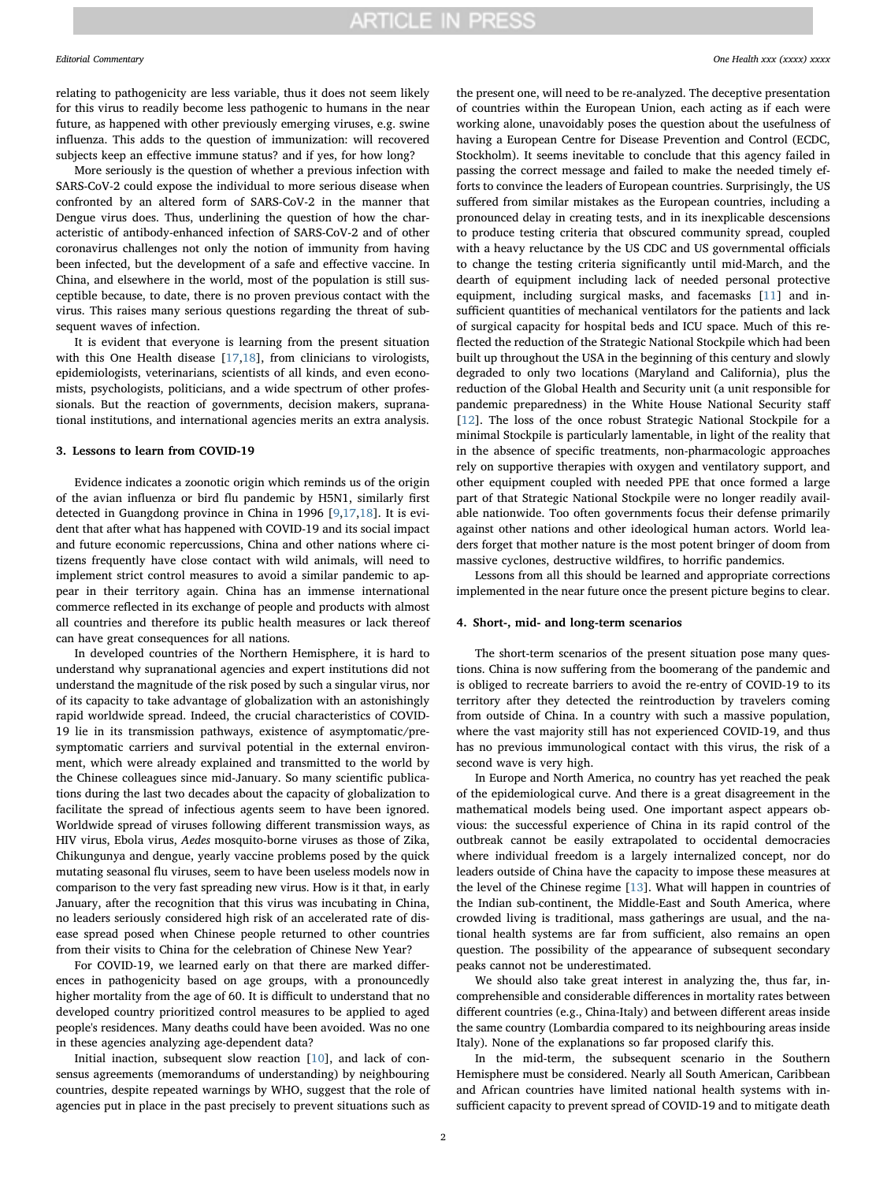relating to pathogenicity are less variable, thus it does not seem likely for this virus to readily become less pathogenic to humans in the near future, as happened with other previously emerging viruses, e.g. swine influenza. This adds to the question of immunization: will recovered subjects keep an effective immune status? and if yes, for how long?

More seriously is the question of whether a previous infection with SARS-CoV-2 could expose the individual to more serious disease when confronted by an altered form of SARS-CoV-2 in the manner that Dengue virus does. Thus, underlining the question of how the characteristic of antibody-enhanced infection of SARS-CoV-2 and of other coronavirus challenges not only the notion of immunity from having been infected, but the development of a safe and effective vaccine. In China, and elsewhere in the world, most of the population is still susceptible because, to date, there is no proven previous contact with the virus. This raises many serious questions regarding the threat of subsequent waves of infection.

It is evident that everyone is learning from the present situation with this One Health disease [17,18], from clinicians to virologists, epidemiologists, veterinarians, scientists of all kinds, and even economists, psychologists, politicians, and a wide spectrum of other professionals. But the reaction of governments, decision makers, supranational institutions, and international agencies merits an extra analysis.

## 3. Lessons to learn from COVID-19

Evidence indicates a zoonotic origin which reminds us of the origin of the avian influenza or bird flu pandemic by H5N1, similarly first detected in Guangdong province in China in 1996 [9,17,18]. It is evident that after what has happened with COVID-19 and its social impact and future economic repercussions, China and other nations where citizens frequently have close contact with wild animals, will need to implement strict control measures to avoid a similar pandemic to appear in their territory again. China has an immense international commerce reflected in its exchange of people and products with almost all countries and therefore its public health measures or lack thereof can have great consequences for all nations.

In developed countries of the Northern Hemisphere, it is hard to understand why supranational agencies and expert institutions did not understand the magnitude of the risk posed by such a singular virus, nor of its capacity to take advantage of globalization with an astonishingly rapid worldwide spread. Indeed, the crucial characteristics of COVID-19 lie in its transmission pathways, existence of asymptomatic/pre-symptomatic carriers and survival potential in the external environment, which were already explained and transmitted to the world by the Chinese colleagues since mid-January. So many scientific publications during the last two decades about the capacity of globalization to facilitate the spread of infectious agents seem to have been ignored. Worldwide spread of viruses following different transmission ways, as HIV virus, Ebola virus, *Aedes* mosquito-borne viruses as those of Zika, Chikungunya and dengue, yearly vaccine problems posed by the quick mutating seasonal flu viruses, seem to have been useless models now in comparison to the very fast spreading new virus. How is it that, in early January, after the recognition that this virus was incubating in China, no leaders seriously considered high risk of an accelerated rate of disease spread posed when Chinese people returned to other countries from their visits to China for the celebration of Chinese New Year?

For COVID-19, we learned early on that there are marked differences in pathogenicity based on age groups, with a pronouncedly higher mortality from the age of 60. It is difficult to understand that no developed country prioritized control measures to be applied to aged people's residences. Many deaths could have been avoided. Was no one in these agencies analyzing age-dependent data?

Initial inaction, subsequent slow reaction [10], and lack of consensus agreements (memorandums of understanding) by neighbouring countries, despite repeated warnings by WHO, suggest that the role of agencies put in place in the past precisely to prevent situations such as the present one, will need to be re-analyzed. The deceptive presentation of countries within the European Union, each acting as if each were working alone, unavoidably poses the question about the usefulness of having a European Centre for Disease Prevention and Control (ECDC, Stockholm). It seems inevitable to conclude that this agency failed in passing the correct message and failed to make the needed timely efforts to convince the leaders of European countries. Surprisingly, the US suffered from similar mistakes as the European countries, including a pronounced delay in creating tests, and in its inexplicable descensions to produce testing criteria that obscured community spread, coupled with a heavy reluctance by the US CDC and US governmental officials to change the testing criteria significantly until mid-March, and the dearth of equipment including lack of needed personal protective equipment, including surgical masks, and facemasks [11] and insufficient quantities of mechanical ventilators for the patients and lack of surgical capacity for hospital beds and ICU space. Much of this reflected the reduction of the Strategic National Stockpile which had been built up throughout the USA in the beginning of this century and slowly degraded to only two locations (Maryland and California), plus the reduction of the Global Health and Security unit (a unit responsible for pandemic preparedness) in the White House National Security staff [12]. The loss of the once robust Strategic National Stockpile for a minimal Stockpile is particularly lamentable, in light of the reality that in the absence of specific treatments, non-pharmacologic approaches rely on supportive therapies with oxygen and ventilatory support, and other equipment coupled with needed PPE that once formed a large part of that Strategic National Stockpile were no longer readily available nationwide. Too often governments focus their defense primarily against other nations and other ideological human actors. World leaders forget that mother nature is the most potent bringer of doom from massive cyclones, destructive wildfires, to horrific pandemics.

Lessons from all this should be learned and appropriate corrections implemented in the near future once the present picture begins to clear.

## 4. Short-, mid- and long-term scenarios

The short-term scenarios of the present situation pose many questions. China is now suffering from the boomerang of the pandemic and is obliged to recreate barriers to avoid the re-entry of COVID-19 to its territory after they detected the reintroduction by travelers coming from outside of China. In a country with such a massive population, where the vast majority still has not experienced COVID-19, and thus has no previous immunological contact with this virus, the risk of a second wave is very high.

In Europe and North America, no country has yet reached the peak of the epidemiological curve. And there is a great disagreement in the mathematical models being used. One important aspect appears obvious: the successful experience of China in its rapid control of the outbreak cannot be easily extrapolated to occidental democracies where individual freedom is a largely internalized concept, nor do leaders outside of China have the capacity to impose these measures at the level of the Chinese regime [13]. What will happen in countries of the Indian sub-continent, the Middle-East and South America, where crowded living is traditional, mass gatherings are usual, and the national health systems are far from sufficient, also remains an open question. The possibility of the appearance of subsequent secondary peaks cannot not be underestimated.

We should also take great interest in analyzing the, thus far, incomprehensible and considerable differences in mortality rates between different countries (e.g., China-Italy) and between different areas inside the same country (Lombardia compared to its neighbouring areas inside Italy). None of the explanations so far proposed clarify this.

In the mid-term, the subsequent scenario in the Southern Hemisphere must be considered. Nearly all South American, Caribbean and African countries have limited national health systems with insufficient capacity to prevent spread of COVID-19 and to mitigate death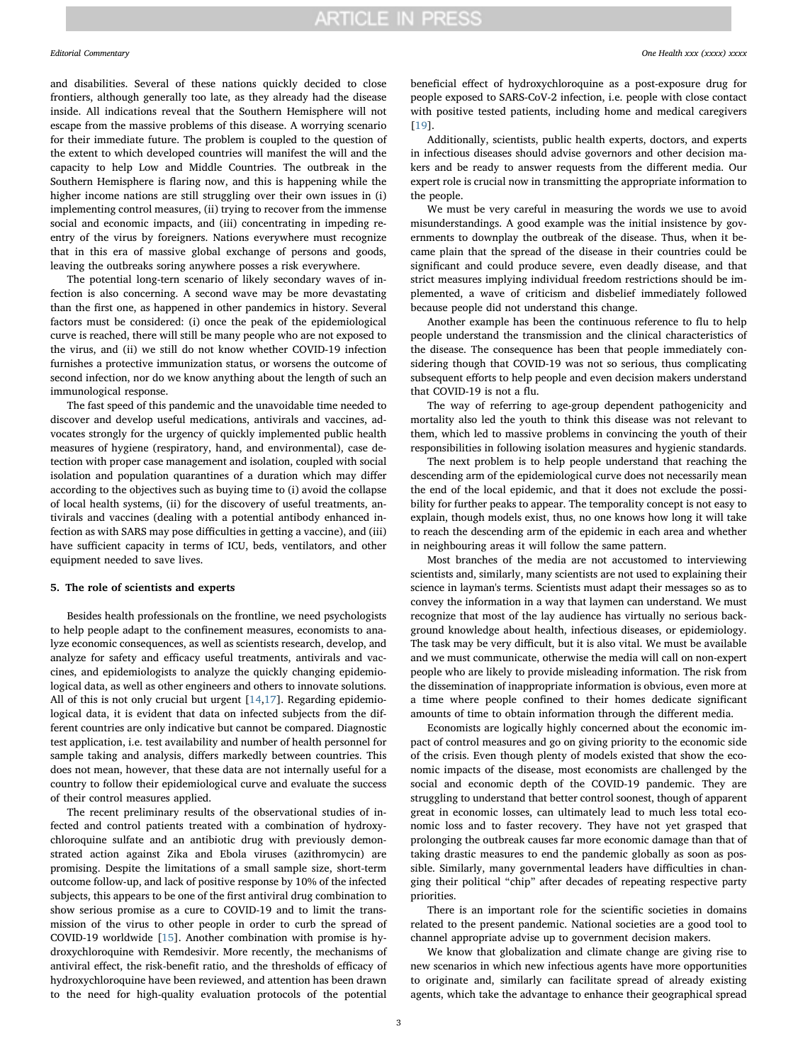and disabilities. Several of these nations quickly decided to close frontiers, although generally too late, as they already had the disease inside. All indications reveal that the Southern Hemisphere will not escape from the massive problems of this disease. A worrying scenario for their immediate future. The problem is coupled to the question of the extent to which developed countries will manifest the will and the capacity to help Low and Middle Countries. The outbreak in the Southern Hemisphere is flaring now, and this is happening while the higher income nations are still struggling over their own issues in (i) implementing control measures, (ii) trying to recover from the immense social and economic impacts, and (iii) concentrating in impeding re-entry of the virus by foreigners. Nations everywhere must recognize that in this era of massive global exchange of persons and goods, leaving the outbreaks soring anywhere posses a risk everywhere.

The potential long-tern scenario of likely secondary waves of infection is also concerning. A second wave may be more devastating than the first one, as happened in other pandemics in history. Several factors must be considered: (i) once the peak of the epidemiological curve is reached, there will still be many people who are not exposed to the virus, and (ii) we still do not know whether COVID-19 infection furnishes a protective immunization status, or worsens the outcome of second infection, nor do we know anything about the length of such an immunological response.

The fast speed of this pandemic and the unavoidable time needed to discover and develop useful medications, antivirals and vaccines, advocates strongly for the urgency of quickly implemented public health measures of hygiene (respiratory, hand, and environmental), case detection with proper case management and isolation, coupled with social isolation and population quarantines of a duration which may differ according to the objectives such as buying time to (i) avoid the collapse of local health systems, (ii) for the discovery of useful treatments, antivirals and vaccines (dealing with a potential antibody enhanced infection as with SARS may pose difficulties in getting a vaccine), and (iii) have sufficient capacity in terms of ICU, beds, ventilators, and other equipment needed to save lives.

## 5. The role of scientists and experts

Besides health professionals on the frontline, we need psychologists to help people adapt to the confinement measures, economists to analyze economic consequences, as well as scientists research, develop, and analyze for safety and efficacy useful treatments, antivirals and vaccines, and epidemiologists to analyze the quickly changing epidemiological data, as well as other engineers and others to innovate solutions. All of this is not only crucial but urgent [14,17]. Regarding epidemiological data, it is evident that data on infected subjects from the different countries are only indicative but cannot be compared. Diagnostic test application, i.e. test availability and number of health personnel for sample taking and analysis, differs markedly between countries. This does not mean, however, that these data are not internally useful for a country to follow their epidemiological curve and evaluate the success of their control measures applied.

The recent preliminary results of the observational studies of infected and control patients treated with a combination of hydroxychloroquine sulfate and an antibiotic drug with previously demonstrated action against Zika and Ebola viruses (azithromycin) are promising. Despite the limitations of a small sample size, short-term outcome follow-up, and lack of positive response by 10% of the infected subjects, this appears to be one of the first antiviral drug combination to show serious promise as a cure to COVID-19 and to limit the transmission of the virus to other people in order to curb the spread of COVID-19 worldwide [15]. Another combination with promise is hydroxychloroquine with Remdesivir. More recently, the mechanisms of antiviral effect, the risk-benefit ratio, and the thresholds of efficacy of hydroxychloroquine have been reviewed, and attention has been drawn to the need for high-quality evaluation protocols of the potential beneficial effect of hydroxychloroquine as a post-exposure drug for people exposed to SARS-CoV-2 infection, i.e. people with close contact with positive tested patients, including home and medical caregivers [19].

Additionally, scientists, public health experts, doctors, and experts in infectious diseases should advise governors and other decision makers and be ready to answer requests from the different media. Our expert role is crucial now in transmitting the appropriate information to the people.

We must be very careful in measuring the words we use to avoid misunderstandings. A good example was the initial insistence by governments to downplay the outbreak of the disease. Thus, when it became plain that the spread of the disease in their countries could be significant and could produce severe, even deadly disease, and that strict measures implying individual freedom restrictions should be implemented, a wave of criticism and disbelief immediately followed because people did not understand this change.

Another example has been the continuous reference to flu to help people understand the transmission and the clinical characteristics of the disease. The consequence has been that people immediately considering though that COVID-19 was not so serious, thus complicating subsequent efforts to help people and even decision makers understand that COVID-19 is not a flu.

The way of referring to age-group dependent pathogenicity and mortality also led the youth to think this disease was not relevant to them, which led to massive problems in convincing the youth of their responsibilities in following isolation measures and hygienic standards.

The next problem is to help people understand that reaching the descending arm of the epidemiological curve does not necessarily mean the end of the local epidemic, and that it does not exclude the possibility for further peaks to appear. The temporality concept is not easy to explain, though models exist, thus, no one knows how long it will take to reach the descending arm of the epidemic in each area and whether in neighbouring areas it will follow the same pattern.

Most branches of the media are not accustomed to interviewing scientists and, similarly, many scientists are not used to explaining their science in layman's terms. Scientists must adapt their messages so as to convey the information in a way that laymen can understand. We must recognize that most of the lay audience has virtually no serious background knowledge about health, infectious diseases, or epidemiology. The task may be very difficult, but it is also vital. We must be available and we must communicate, otherwise the media will call on non-expert people who are likely to provide misleading information. The risk from the dissemination of inappropriate information is obvious, even more at a time where people confined to their homes dedicate significant amounts of time to obtain information through the different media.

Economists are logically highly concerned about the economic impact of control measures and go on giving priority to the economic side of the crisis. Even though plenty of models existed that show the economic impacts of the disease, most economists are challenged by the social and economic depth of the COVID-19 pandemic. They are struggling to understand that better control soonest, though of apparent great in economic losses, can ultimately lead to much less total economic loss and to faster recovery. They have not yet grasped that prolonging the outbreak causes far more economic damage than that of taking drastic measures to end the pandemic globally as soon as possible. Similarly, many governmental leaders have difficulties in changing their political "chip" after decades of repeating respective party priorities.

There is an important role for the scientific societies in domains related to the present pandemic. National societies are a good tool to channel appropriate advise up to government decision makers.

We know that globalization and climate change are giving rise to new scenarios in which new infectious agents have more opportunities to originate and, similarly can facilitate spread of already existing agents, which take the advantage to enhance their geographical spread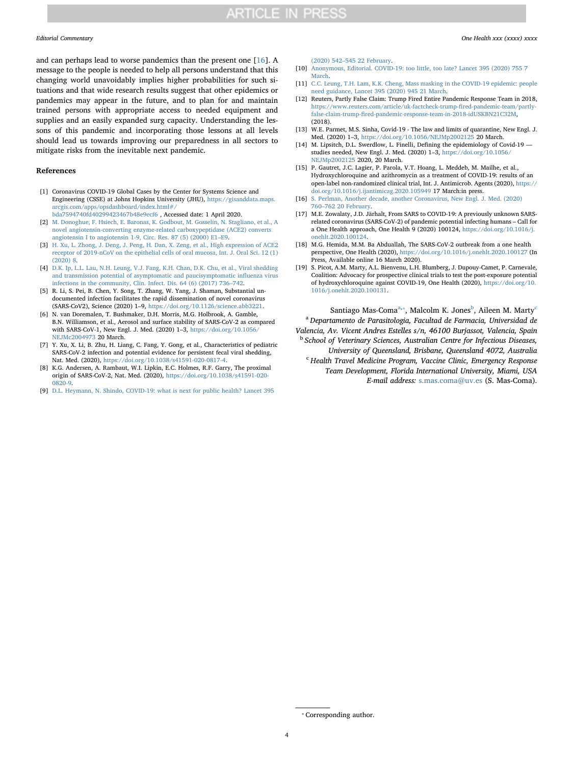and can perhaps lead to worse pandemics than the present one [16]. A message to the people is needed to help all persons understand that this changing world unavoidably implies higher probabilities for such situations and that wide research results suggest that other epidemics or pandemics may appear in the future, and to plan for and maintain trained persons with appropriate access to needed equipment and supplies and an easily expanded surg capacity. Understanding the lessons of this pandemic and incorporating those lessons at all levels should lead us towards improving our preparedness in all sectors to mitigate risks from the inevitable next pandemic.

## References

[1] Coronavirus COVID-19 Global Cases by the Center for Systems Science and Engineering (CSSE) at Johns Hopkins University (JHU), https://gisanddata.maps.arcgis.com/apps/opsdashboard/index.html#/bda7594740fd40299423467b48e9ecf6 , Accessed date: 1 April 2020.

[2] M. Donoghue, F. Hsiech, E. Baronas, K. Godbout, M. Gosselin, N. Stagliano, et al., A novel angiotensin-converting enzyme-related carboxypeptidase (ACE2) converts angiotensin I to angiotensin 1-9, Circ. Res. 87 (5) (2000) E1–E9.

[3] H. Xu, L. Zhong, J. Deng, J. Peng, H. Dan, X. Zeng, et al., High expression of ACE2 receptor of 2019-nCoV on the epithelial cells of oral mucosa, Int. J. Oral Sci. 12 (1) (2020) 8.

[4] D.K. Ip, L.L. Lau, N.H. Leung, V.J. Fang, K.H. Chan, D.K. Chu, et al., Viral shedding and transmission potential of asymptomatic and paucisymptomatic influenza virus infections in the community, Clin. Infect. Dis. 64 (6) (2017) 736–742.

[5] R. Li, S. Pei, B. Chen, Y. Song, T. Zhang, W. Yang, J. Shaman, Substantial undocumented infection facilitates the rapid dissemination of novel coronavirus (SARS-CoV2), Science (2020) 1–9, https://doi.org/10.1126/science.abb3221.

[6] N. van Doremalen, T. Bushmaker, D.H. Morris, M.G. Holbrook, A. Gamble, B.N. Williamson, et al., Aerosol and surface stability of SARS-CoV-2 as compared with SARS-CoV-1, New Engl. J. Med. (2020) 1–3, https://doi.org/10.1056/NEJMc2004973 20 March.

[7] Y. Xu, X. Li, B. Zhu, H. Liang, C. Fang, Y. Gong, et al., Characteristics of pediatric SARS-CoV-2 infection and potential evidence for persistent fecal viral shedding, Nat. Med. (2020), https://doi.org/10.1038/s41591-020-0817-4.

[8] K.G. Andersen, A. Rambaut, W.I. Lipkin, E.C. Holmes, R.F. Garry, The proximal origin of SARS-CoV-2, Nat. Med. (2020), https://doi.org/10.1038/s41591-020-0820-9.

[9] D.L. Heymann, N. Shindo, COVID-19: what is next for public health? Lancet 395 (2020) 542–545 22 February.

[10] Anonymous, Editorial. COVID-19: too little, too late? Lancet 395 (2020) 755 7 March.

[11] C.C. Leung, T.H. Lam, K.K. Cheng, Mass masking in the COVID-19 epidemic: people need guidance, Lancet 395 (2020) 945 21 March.

[12] Reuters, Partly False Claim: Trump Fired Entire Pandemic Response Team in 2018, https://www.reuters.com/article/uk-factcheck-trump-fired-pandemic-team/partly-false-claim-trump-fired-pandemic-response-team-in-2018-idUSKBN21C32M, (2018).

[13] W.E. Parmet, M.S. Sinha, Covid-19 - The law and limits of quarantine, New Engl. J. Med. (2020) 1–3, https://doi.org/10.1056/NEJMp2002125 20 March.

[14] M. Lipsitch, D.L. Swerdlow, L. Finelli, Defining the epidemiology of Covid-19 — studies needed, New Engl. J. Med. (2020) 1–3, https://doi.org/10.1056/NEJMp2002125 2020, 20 March.

[15] P. Gautret, J.C. Lagier, P. Parola, V.T. Hoang, L. Meddeb, M. Mailhe, et al., Hydroxychloroquine and azithromycin as a treatment of COVID-19: results of an open-label non-randomized clinical trial, Int. J. Antimicrob. Agents (2020), https://doi.org/10.1016/j.ijantimicag.2020.105949 17 March:in press.

[16] S. Perlman, Another decade, another Coronavirus, New Engl. J. Med. (2020) 760–762 20 February.

[17] M.E. Zowalaty, J.D. Järhalt, From SARS to COVID-19: A previously unknown SARS-related coronavirus (SARS-CoV-2) of pandemic potential infecting humans – Call for a One Health approach, One Health 9 (2020) 100124, https://doi.org/10.1016/j.onehlt.2020.100124.

[18] M.G. Hemida, M.M. Ba Abduallah, The SARS-CoV-2 outbreak from a one health perspective, One Health (2020), https://doi.org/10.1016/j.onehlt.2020.100127 (In Press, Available online 16 March 2020).

[19] S. Picot, A.M. Marty, A.L. Bienvenu, L.H. Blumberg, J. Dupouy-Camet, P. Carnevale, Coalition: Advocacy for prospective clinical trials to test the post-exposure potential of hydroxychloroquine against COVID-19, One Health (2020), https://doi.org/10.1016/j.onehlt.2020.100131.

Santiago Mas-Coma[a,*], Malcolm K. Jones[b], Aileen M. Marty[c]

[a] *Departamento de Parasitologia, Facultad de Farmacia, Universidad de Valencia, Av. Vicent Andres Estelles s/n, 46100 Burjassot, Valencia, Spain*

[b] *School of Veterinary Sciences, Australian Centre for Infectious Diseases, University of Queensland, Brisbane, Queensland 4072, Australia*

[c] *Health Travel Medicine Program, Vaccine Clinic, Emergency Response Team Development, Florida International University, Miami, USA*

*E-mail address:* s.mas.coma@uv.es (S. Mas-Coma).

[*] Corresponding author.